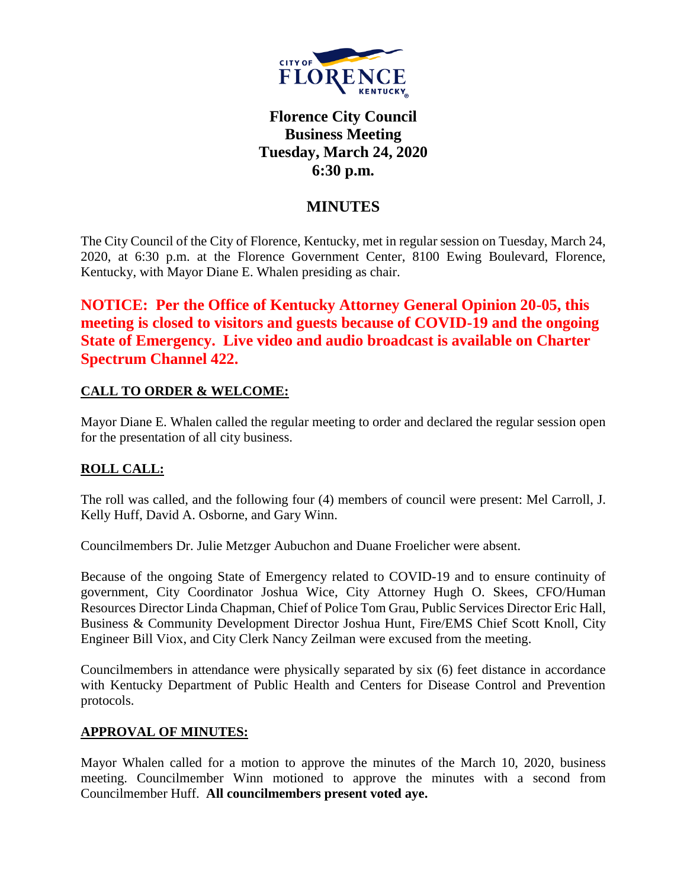# Florence City Council Business Meeting Tuesday, March 24, 2020 6:30 p.m.

## MINUTES

The City Council of the City of Florence, Kentucky, met in regular session on Tuesday, March 24, 2020, at 6:30 p.m. at the Florence Government Center, 8100 Ewing Boulevard, Florence, Kentucky, with Mayor Diane E. Whalen presiding as chair.

**NOTICE: Per the Office of Kentucky Attorney General Opinion 20-05, this meeting is closed to visitors and guests because of COVID-19 and the ongoing State of Emergency. Live video and audio broadcast is available on Charter Spectrum Channel 422.**

### CALL TO ORDER & WELCOME:

Mayor Diane E. Whalen called the regular meeting to order and declared the regular session open for the presentation of all city business.

### ROLL CALL:

The roll was called, and the following four (4) members of council were present: Mel Carroll, J. Kelly Huff, David A. Osborne, and Gary Winn.

Councilmembers Dr. Julie Metzger Aubuchon and Duane Froelicher were absent.

Because of the ongoing State of Emergency related to COVID-19 and to ensure continuity of government, City Coordinator Joshua Wice, City Attorney Hugh O. Skees, CFO/Human Resources Director Linda Chapman, Chief of Police Tom Grau, Public Services Director Eric Hall, Business & Community Development Director Joshua Hunt, Fire/EMS Chief Scott Knoll, City Engineer Bill Viox, and City Clerk Nancy Zeilman were excused from the meeting.

Councilmembers in attendance were physically separated by six (6) feet distance in accordance with Kentucky Department of Public Health and Centers for Disease Control and Prevention protocols.

### APPROVAL OF MINUTES:

Mayor Whalen called for a motion to approve the minutes of the March 10, 2020, business meeting. Councilmember Winn motioned to approve the minutes with a second from Councilmember Huff. **All councilmembers present voted aye.**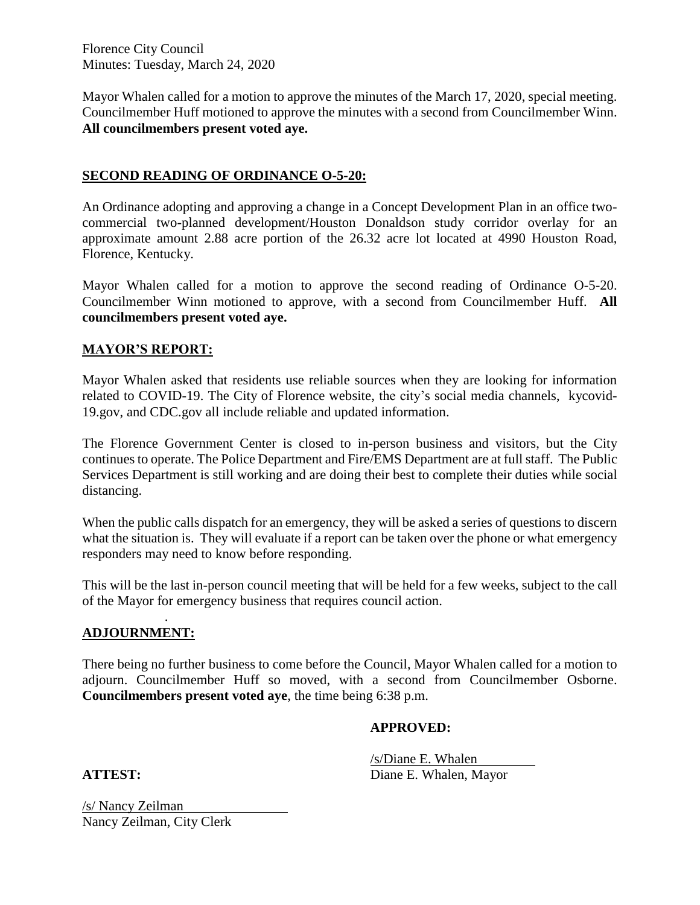Florence City Council
Minutes: Tuesday, March 24, 2020

Mayor Whalen called for a motion to approve the minutes of the March 17, 2020, special meeting. Councilmember Huff motioned to approve the minutes with a second from Councilmember Winn. **All councilmembers present voted aye.**

## SECOND READING OF ORDINANCE O-5-20:

An Ordinance adopting and approving a change in a Concept Development Plan in an office two-commercial two-planned development/Houston Donaldson study corridor overlay for an approximate amount 2.88 acre portion of the 26.32 acre lot located at 4990 Houston Road, Florence, Kentucky.

Mayor Whalen called for a motion to approve the second reading of Ordinance O-5-20. Councilmember Winn motioned to approve, with a second from Councilmember Huff. **All councilmembers present voted aye.**

## MAYOR'S REPORT:

Mayor Whalen asked that residents use reliable sources when they are looking for information related to COVID-19. The City of Florence website, the city's social media channels, kycovid-19.gov, and CDC.gov all include reliable and updated information.

The Florence Government Center is closed to in-person business and visitors, but the City continues to operate. The Police Department and Fire/EMS Department are at full staff. The Public Services Department is still working and are doing their best to complete their duties while social distancing.

When the public calls dispatch for an emergency, they will be asked a series of questions to discern what the situation is. They will evaluate if a report can be taken over the phone or what emergency responders may need to know before responding.

This will be the last in-person council meeting that will be held for a few weeks, subject to the call of the Mayor for emergency business that requires council action.

## ADJOURNMENT:

There being no further business to come before the Council, Mayor Whalen called for a motion to adjourn. Councilmember Huff so moved, with a second from Councilmember Osborne. **Councilmembers present voted aye**, the time being 6:38 p.m.

**APPROVED:**

/s/Diane E. Whalen
Diane E. Whalen, Mayor

**ATTEST:**

/s/ Nancy Zeilman
Nancy Zeilman, City Clerk